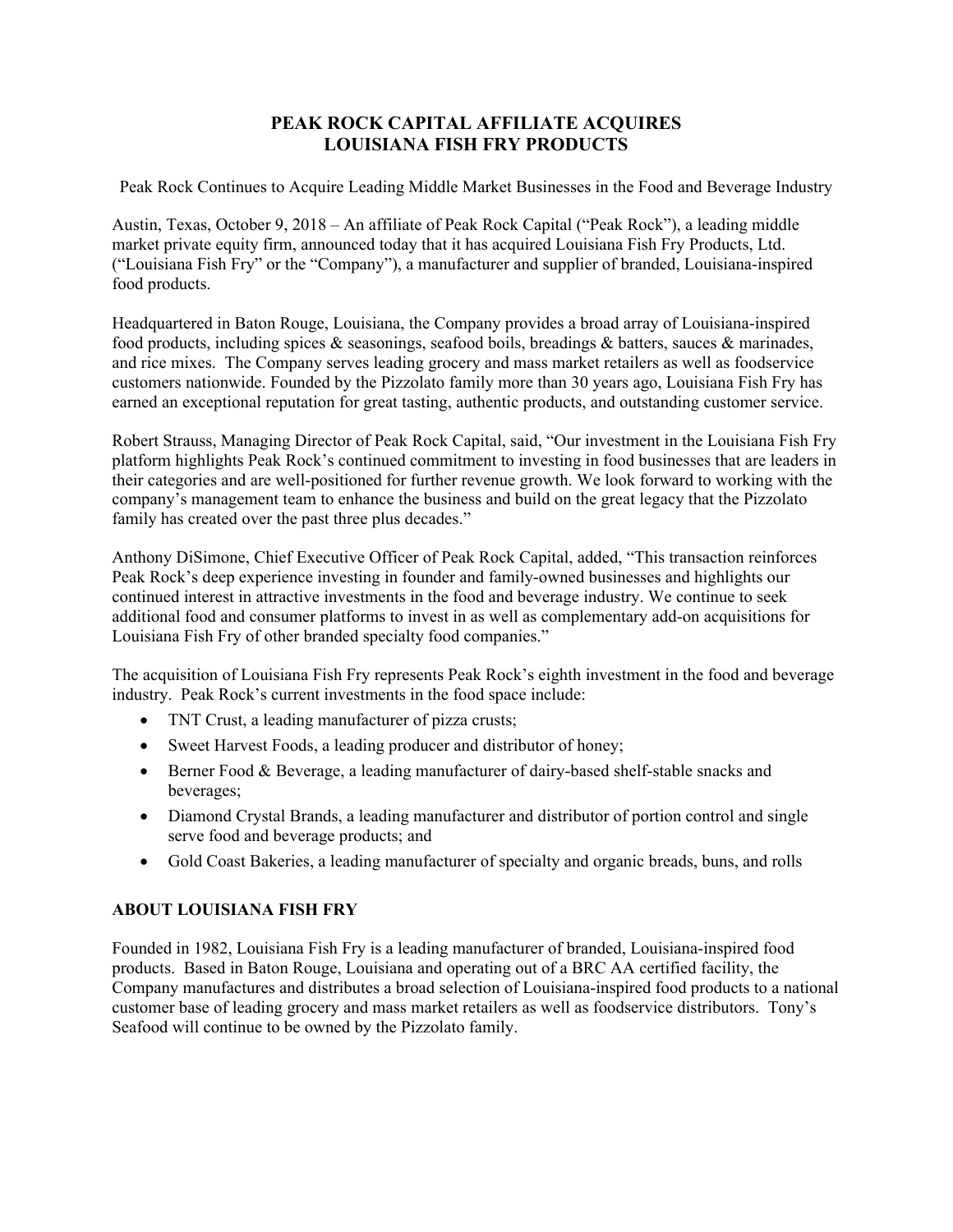# PEAK ROCK CAPITAL AFFILIATE ACQUIRES LOUISIANA FISH FRY PRODUCTS

Peak Rock Continues to Acquire Leading Middle Market Businesses in the Food and Beverage Industry

Austin, Texas, October 9, 2018 – An affiliate of Peak Rock Capital ("Peak Rock"), a leading middle market private equity firm, announced today that it has acquired Louisiana Fish Fry Products, Ltd. ("Louisiana Fish Fry" or the "Company"), a manufacturer and supplier of branded, Louisiana-inspired food products.

Headquartered in Baton Rouge, Louisiana, the Company provides a broad array of Louisiana-inspired food products, including spices & seasonings, seafood boils, breadings & batters, sauces & marinades, and rice mixes. The Company serves leading grocery and mass market retailers as well as foodservice customers nationwide. Founded by the Pizzolato family more than 30 years ago, Louisiana Fish Fry has earned an exceptional reputation for great tasting, authentic products, and outstanding customer service.

Robert Strauss, Managing Director of Peak Rock Capital, said, "Our investment in the Louisiana Fish Fry platform highlights Peak Rock's continued commitment to investing in food businesses that are leaders in their categories and are well-positioned for further revenue growth. We look forward to working with the company's management team to enhance the business and build on the great legacy that the Pizzolato family has created over the past three plus decades."

Anthony DiSimone, Chief Executive Officer of Peak Rock Capital, added, "This transaction reinforces Peak Rock's deep experience investing in founder and family-owned businesses and highlights our continued interest in attractive investments in the food and beverage industry. We continue to seek additional food and consumer platforms to invest in as well as complementary add-on acquisitions for Louisiana Fish Fry of other branded specialty food companies."

The acquisition of Louisiana Fish Fry represents Peak Rock's eighth investment in the food and beverage industry. Peak Rock's current investments in the food space include:

- TNT Crust, a leading manufacturer of pizza crusts;
- Sweet Harvest Foods, a leading producer and distributor of honey;
- Berner Food & Beverage, a leading manufacturer of dairy-based shelf-stable snacks and beverages;
- Diamond Crystal Brands, a leading manufacturer and distributor of portion control and single serve food and beverage products; and
- Gold Coast Bakeries, a leading manufacturer of specialty and organic breads, buns, and rolls

## ABOUT LOUISIANA FISH FRY

Founded in 1982, Louisiana Fish Fry is a leading manufacturer of branded, Louisiana-inspired food products. Based in Baton Rouge, Louisiana and operating out of a BRC AA certified facility, the Company manufactures and distributes a broad selection of Louisiana-inspired food products to a national customer base of leading grocery and mass market retailers as well as foodservice distributors. Tony's Seafood will continue to be owned by the Pizzolato family.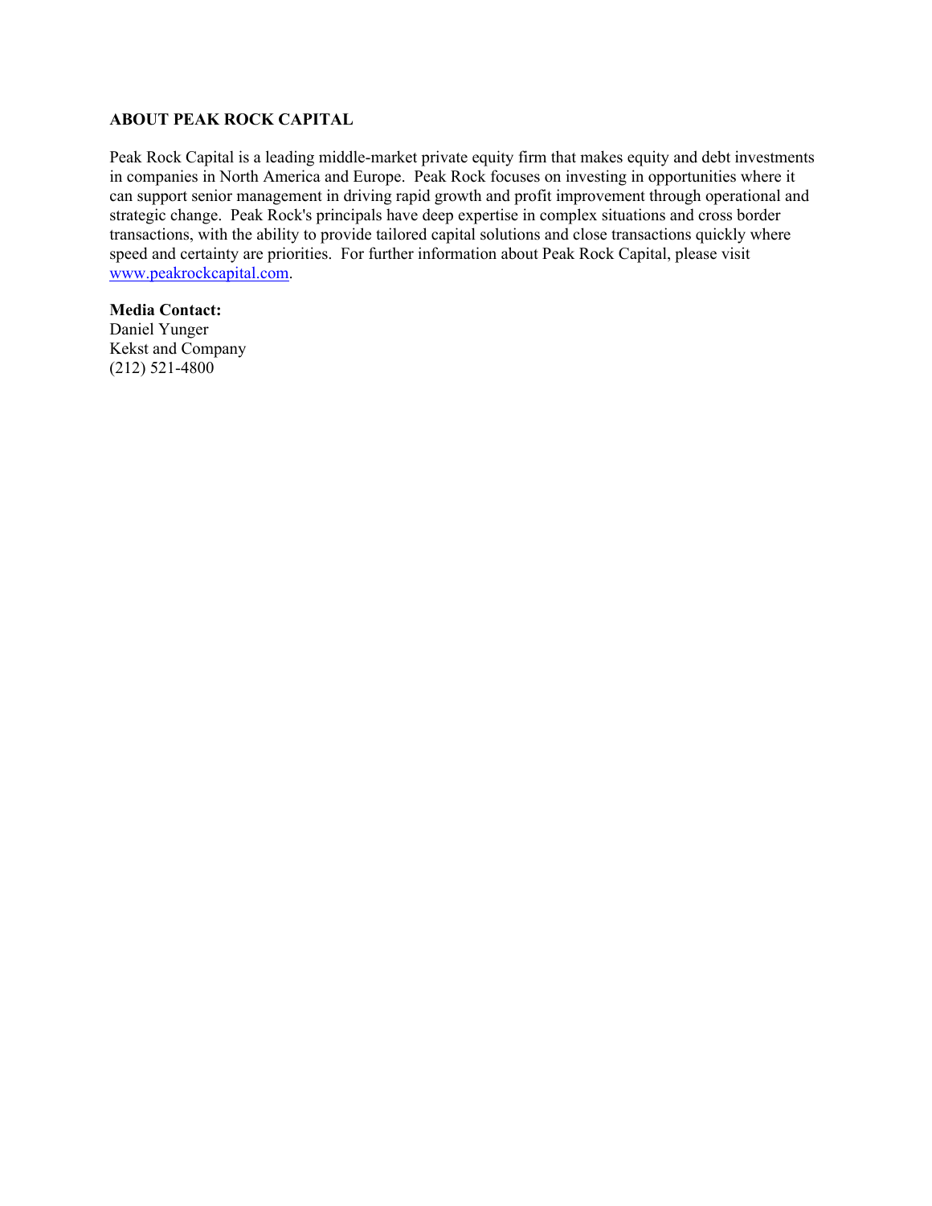## ABOUT PEAK ROCK CAPITAL

Peak Rock Capital is a leading middle-market private equity firm that makes equity and debt investments in companies in North America and Europe. Peak Rock focuses on investing in opportunities where it can support senior management in driving rapid growth and profit improvement through operational and strategic change. Peak Rock's principals have deep expertise in complex situations and cross border transactions, with the ability to provide tailored capital solutions and close transactions quickly where speed and certainty are priorities. For further information about Peak Rock Capital, please visit www.peakrockcapital.com.

**Media Contact:**
Daniel Yunger
Kekst and Company
(212) 521-4800